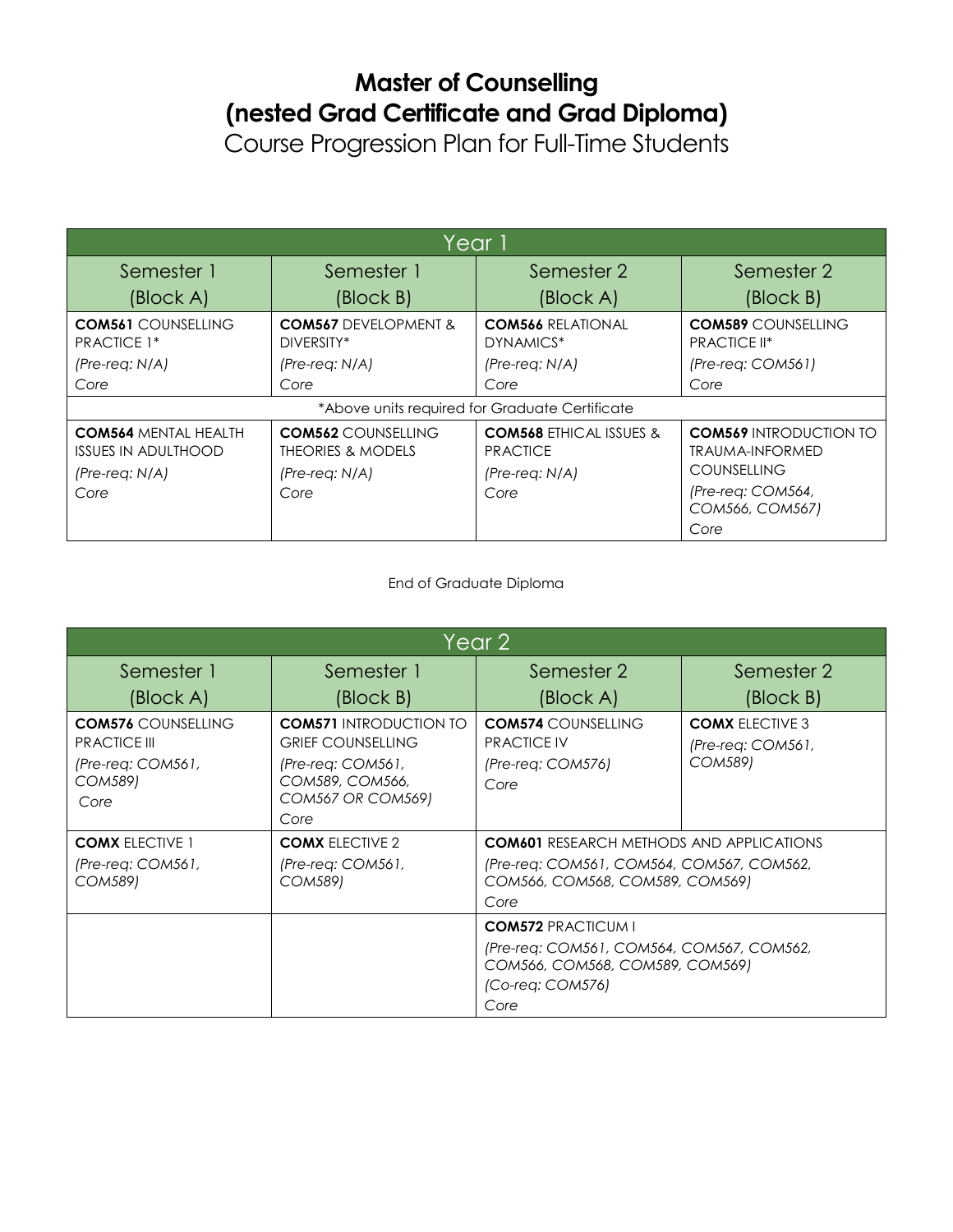# Master of Counselling
# (nested Grad Certificate and Grad Diploma)

## Course Progression Plan for Full-Time Students

| Year 1 | | | |
|---|---|---|---|
| Semester 1 (Block A) | Semester 1 (Block B) | Semester 2 (Block A) | Semester 2 (Block B) |
| **COM561** COUNSELLING PRACTICE 1*<br>*(Pre-req: N/A)*<br>*Core* | **COM567** DEVELOPMENT & DIVERSITY*<br>*(Pre-req: N/A)*<br>*Core* | **COM566** RELATIONAL DYNAMICS*<br>*(Pre-req: N/A)*<br>*Core* | **COM589** COUNSELLING PRACTICE II*<br>*(Pre-req: COM561)*<br>*Core* |
| *Above units required for Graduate Certificate | | | |
| **COM564** MENTAL HEALTH ISSUES IN ADULTHOOD<br>*(Pre-req: N/A)*<br>*Core* | **COM562** COUNSELLING THEORIES & MODELS<br>*(Pre-req: N/A)*<br>*Core* | **COM568** ETHICAL ISSUES & PRACTICE<br>*(Pre-req: N/A)*<br>*Core* | **COM569** INTRODUCTION TO TRAUMA-INFORMED COUNSELLING<br>*(Pre-req: COM564, COM566, COM567)*<br>*Core* |

End of Graduate Diploma

| Year 2 | | | |
|---|---|---|---|
| Semester 1 (Block A) | Semester 1 (Block B) | Semester 2 (Block A) | Semester 2 (Block B) |
| **COM576** COUNSELLING PRACTICE III<br>*(Pre-req: COM561, COM589)*<br>*Core* | **COM571** INTRODUCTION TO GRIEF COUNSELLING<br>*(Pre-req: COM561, COM589, COM566, COM567 OR COM569)*<br>*Core* | **COM574** COUNSELLING PRACTICE IV<br>*(Pre-req: COM576)*<br>*Core* | **COMX** ELECTIVE 3<br>*(Pre-req: COM561, COM589)* |
| **COMX** ELECTIVE 1<br>*(Pre-req: COM561, COM589)* | **COMX** ELECTIVE 2<br>*(Pre-req: COM561, COM589)* | **COM601** RESEARCH METHODS AND APPLICATIONS<br>*(Pre-req: COM561, COM564, COM567, COM562, COM566, COM568, COM589, COM569)*<br>*Core* | |
| | | **COM572** PRACTICUM I<br>*(Pre-req: COM561, COM564, COM567, COM562, COM566, COM568, COM589, COM569)*<br>*(Co-req: COM576)*<br>*Core* | |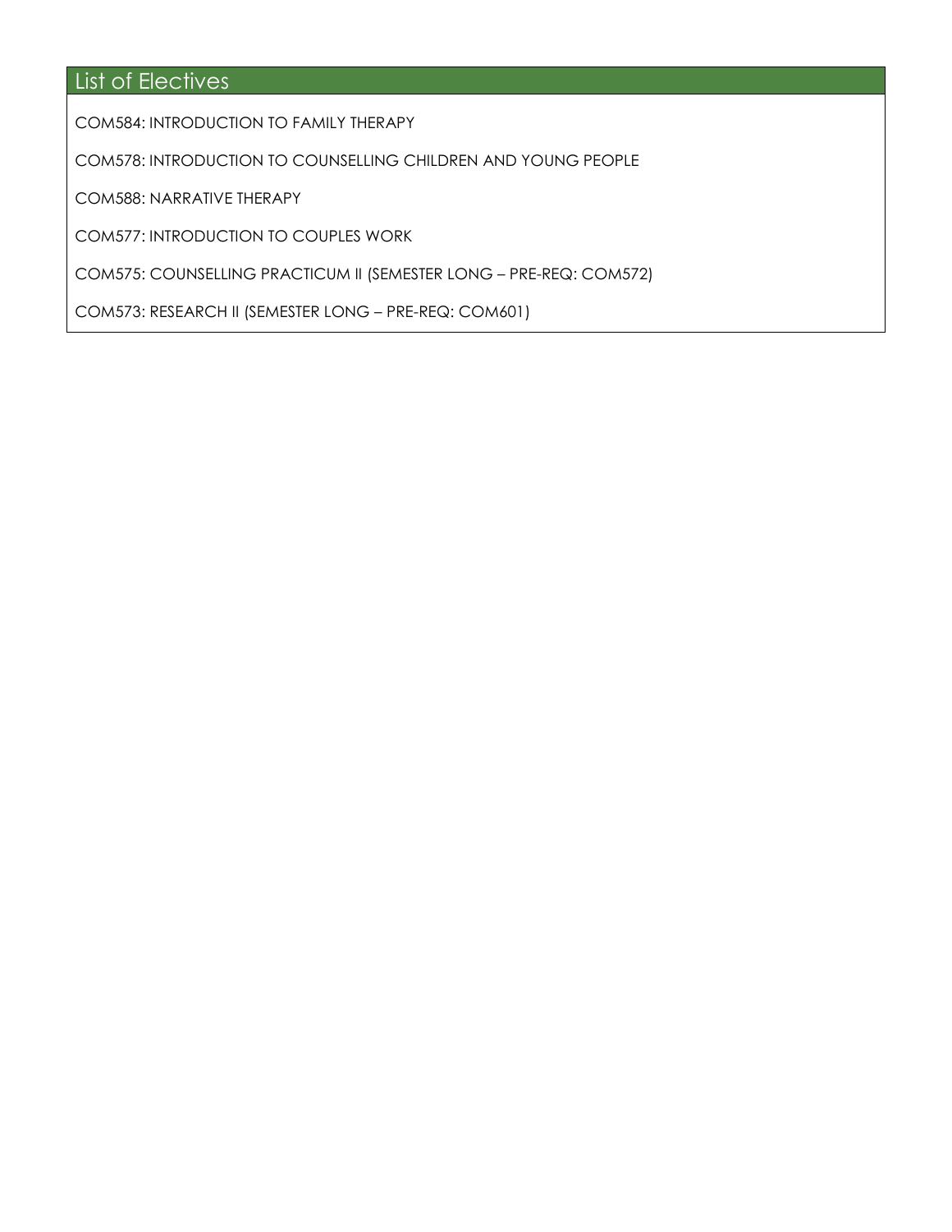## List of Electives

COM584: INTRODUCTION TO FAMILY THERAPY

COM578: INTRODUCTION TO COUNSELLING CHILDREN AND YOUNG PEOPLE

COM588: NARRATIVE THERAPY

COM577: INTRODUCTION TO COUPLES WORK

COM575: COUNSELLING PRACTICUM II (SEMESTER LONG – PRE-REQ: COM572)

COM573: RESEARCH II (SEMESTER LONG – PRE-REQ: COM601)